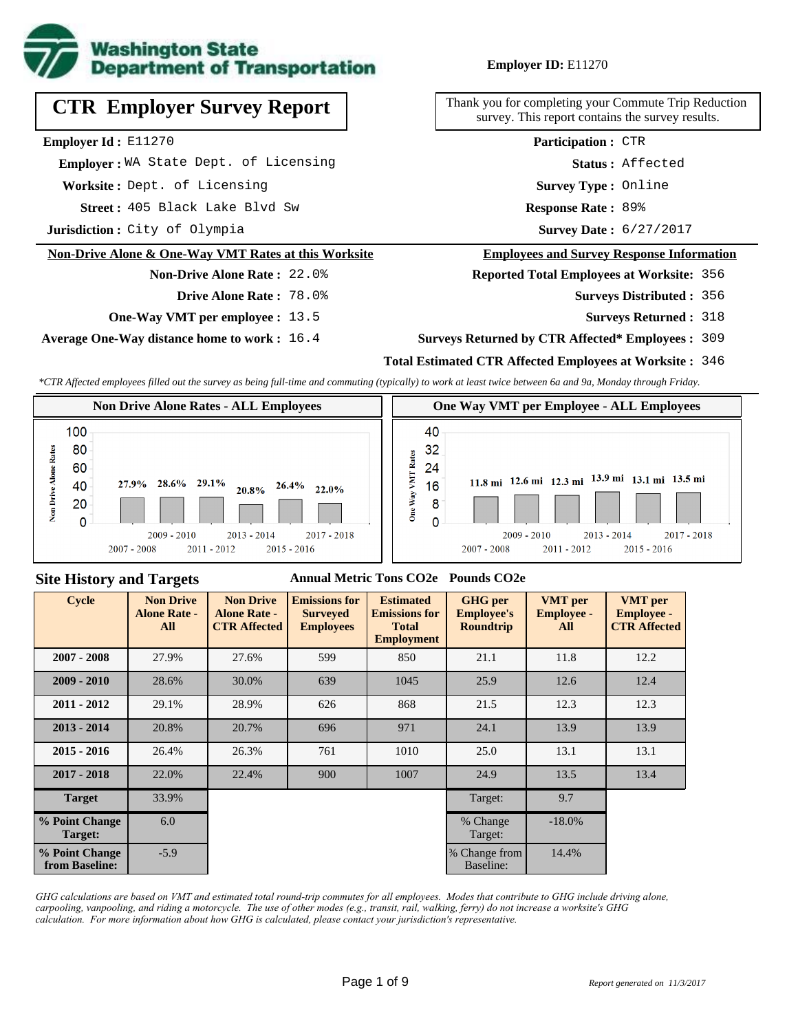**Employer ID:** E11270

# CTR Employer Survey Report

Thank you for completing your Commute Trip Reduction survey. This report contains the survey results.

**Employer Id :** E11270
**Employer :** WA State Dept. of Licensing
**Worksite :** Dept. of Licensing
**Street :** 405 Black Lake Blvd Sw
**Jurisdiction :** City of Olympia

**Participation :** CTR
**Status :** Affected
**Survey Type :** Online
**Response Rate :** 89%
**Survey Date :** 6/27/2017

## Non-Drive Alone & One-Way VMT Rates at this Worksite

**Non-Drive Alone Rate :** 22.0%
**Drive Alone Rate :** 78.0%
**One-Way VMT per employee :** 13.5
**Average One-Way distance home to work :** 16.4

## Employees and Survey Response Information

**Reported Total Employees at Worksite:** 356
**Surveys Distributed :** 356
**Surveys Returned :** 318
**Surveys Returned by CTR Affected* Employees :** 309
**Total Estimated CTR Affected Employees at Worksite :** 346

*\*CTR Affected employees filled out the survey as being full-time and commuting (typically) to work at least twice between 6a and 9a, Monday through Friday.*

### Non Drive Alone Rates - ALL Employees

| 2007 - 2008 | 2009 - 2010 | 2011 - 2012 | 2013 - 2014 | 2015 - 2016 | 2017 - 2018 |
|---|---|---|---|---|---|
| 27.9% | 28.6% | 29.1% | 20.8% | 26.4% | 22.0% |

### One Way VMT per Employee - ALL Employees

| 2007 - 2008 | 2009 - 2010 | 2011 - 2012 | 2013 - 2014 | 2015 - 2016 | 2017 - 2018 |
|---|---|---|---|---|---|
| 11.8 mi | 12.6 mi | 12.3 mi | 13.9 mi | 13.1 mi | 13.5 mi |

## Site History and Targets

| Cycle | Non Drive Alone Rate - All | Non Drive Alone Rate - CTR Affected | Emissions for Surveyed Employees (Annual Metric Tons CO2e) | Estimated Emissions for Total Employment (Annual Metric Tons CO2e) | GHG per Employee's Roundtrip (Pounds CO2e) | VMT per Employee - All | VMT per Employee - CTR Affected |
|---|---|---|---|---|---|---|---|
| 2007 - 2008 | 27.9% | 27.6% | 599 | 850 | 21.1 | 11.8 | 12.2 |
| 2009 - 2010 | 28.6% | 30.0% | 639 | 1045 | 25.9 | 12.6 | 12.4 |
| 2011 - 2012 | 29.1% | 28.9% | 626 | 868 | 21.5 | 12.3 | 12.3 |
| 2013 - 2014 | 20.8% | 20.7% | 696 | 971 | 24.1 | 13.9 | 13.9 |
| 2015 - 2016 | 26.4% | 26.3% | 761 | 1010 | 25.0 | 13.1 | 13.1 |
| 2017 - 2018 | 22.0% | 22.4% | 900 | 1007 | 24.9 | 13.5 | 13.4 |
| Target | 33.9% | | | | Target: | 9.7 | |
| % Point Change Target: | 6.0 | | | | % Change Target: | -18.0% | |
| % Point Change from Baseline: | -5.9 | | | | % Change from Baseline: | 14.4% | |

*GHG calculations are based on VMT and estimated total round-trip commutes for all employees. Modes that contribute to GHG include driving alone, carpooling, vanpooling, and riding a motorcycle. The use of other modes (e.g., transit, rail, walking, ferry) do not increase a worksite's GHG calculation. For more information about how GHG is calculated, please contact your jurisdiction's representative.*

*Report generated on 11/3/2017*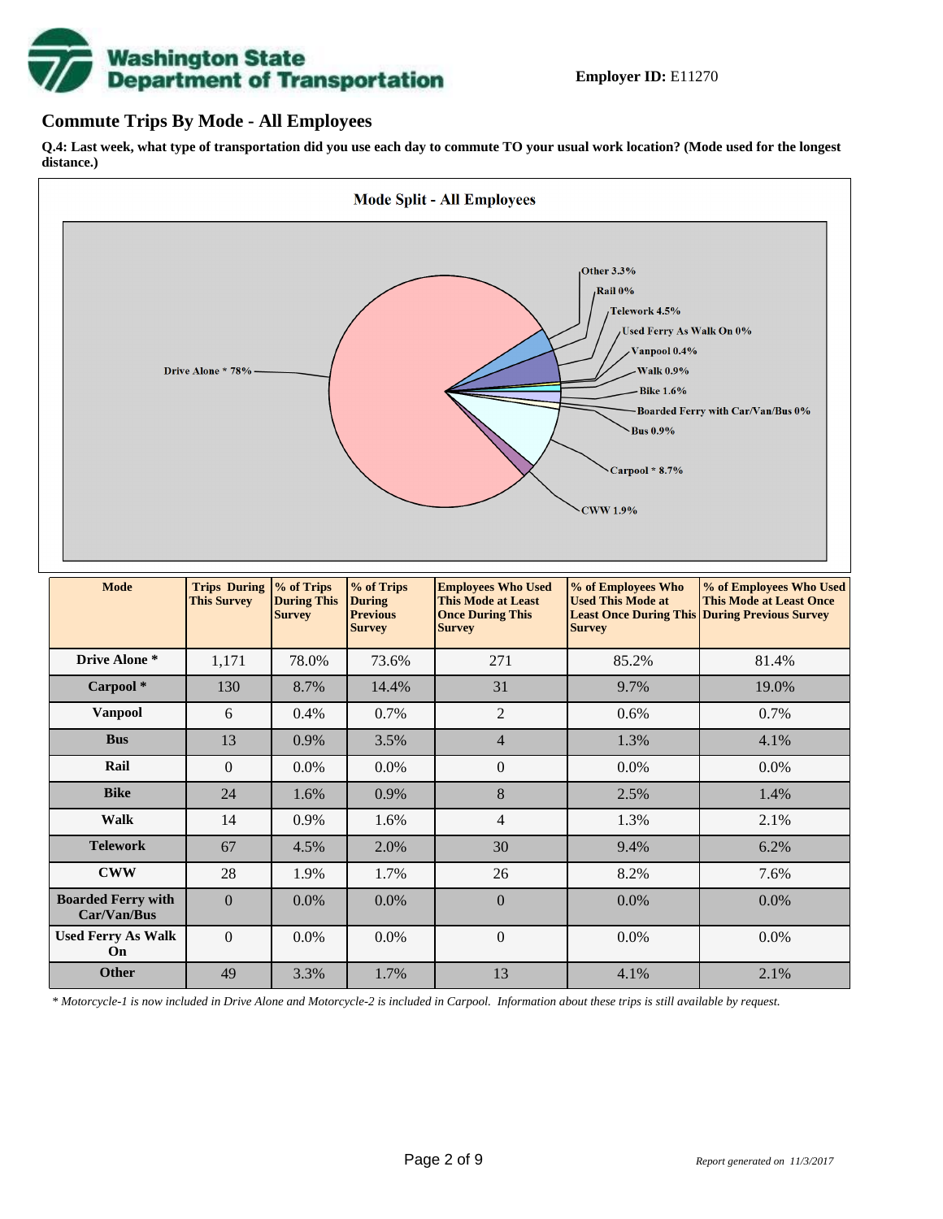**Employer ID:** E11270

## Commute Trips By Mode - All Employees

**Q.4: Last week, what type of transportation did you use each day to commute TO your usual work location? (Mode used for the longest distance.)**

Mode Split - All Employees

Drive Alone * 78%
Other 3.3%
Rail 0%
Telework 4.5%
Used Ferry As Walk On 0%
Vanpool 0.4%
Walk 0.9%
Bike 1.6%
Boarded Ferry with Car/Van/Bus 0%
Bus 0.9%
Carpool * 8.7%
CWW 1.9%

| Mode | Trips During This Survey | % of Trips During This Survey | % of Trips During Previous Survey | Employees Who Used This Mode at Least Once During This Survey | % of Employees Who Used This Mode at Least Once During This Survey | % of Employees Who Used This Mode at Least Once During Previous Survey |
|---|---|---|---|---|---|---|
| Drive Alone * | 1,171 | 78.0% | 73.6% | 271 | 85.2% | 81.4% |
| Carpool * | 130 | 8.7% | 14.4% | 31 | 9.7% | 19.0% |
| Vanpool | 6 | 0.4% | 0.7% | 2 | 0.6% | 0.7% |
| Bus | 13 | 0.9% | 3.5% | 4 | 1.3% | 4.1% |
| Rail | 0 | 0.0% | 0.0% | 0 | 0.0% | 0.0% |
| Bike | 24 | 1.6% | 0.9% | 8 | 2.5% | 1.4% |
| Walk | 14 | 0.9% | 1.6% | 4 | 1.3% | 2.1% |
| Telework | 67 | 4.5% | 2.0% | 30 | 9.4% | 6.2% |
| CWW | 28 | 1.9% | 1.7% | 26 | 8.2% | 7.6% |
| Boarded Ferry with Car/Van/Bus | 0 | 0.0% | 0.0% | 0 | 0.0% | 0.0% |
| Used Ferry As Walk On | 0 | 0.0% | 0.0% | 0 | 0.0% | 0.0% |
| Other | 49 | 3.3% | 1.7% | 13 | 4.1% | 2.1% |

*\* Motorcycle-1 is now included in Drive Alone and Motorcycle-2 is included in Carpool. Information about these trips is still available by request.*

*Report generated on 11/3/2017*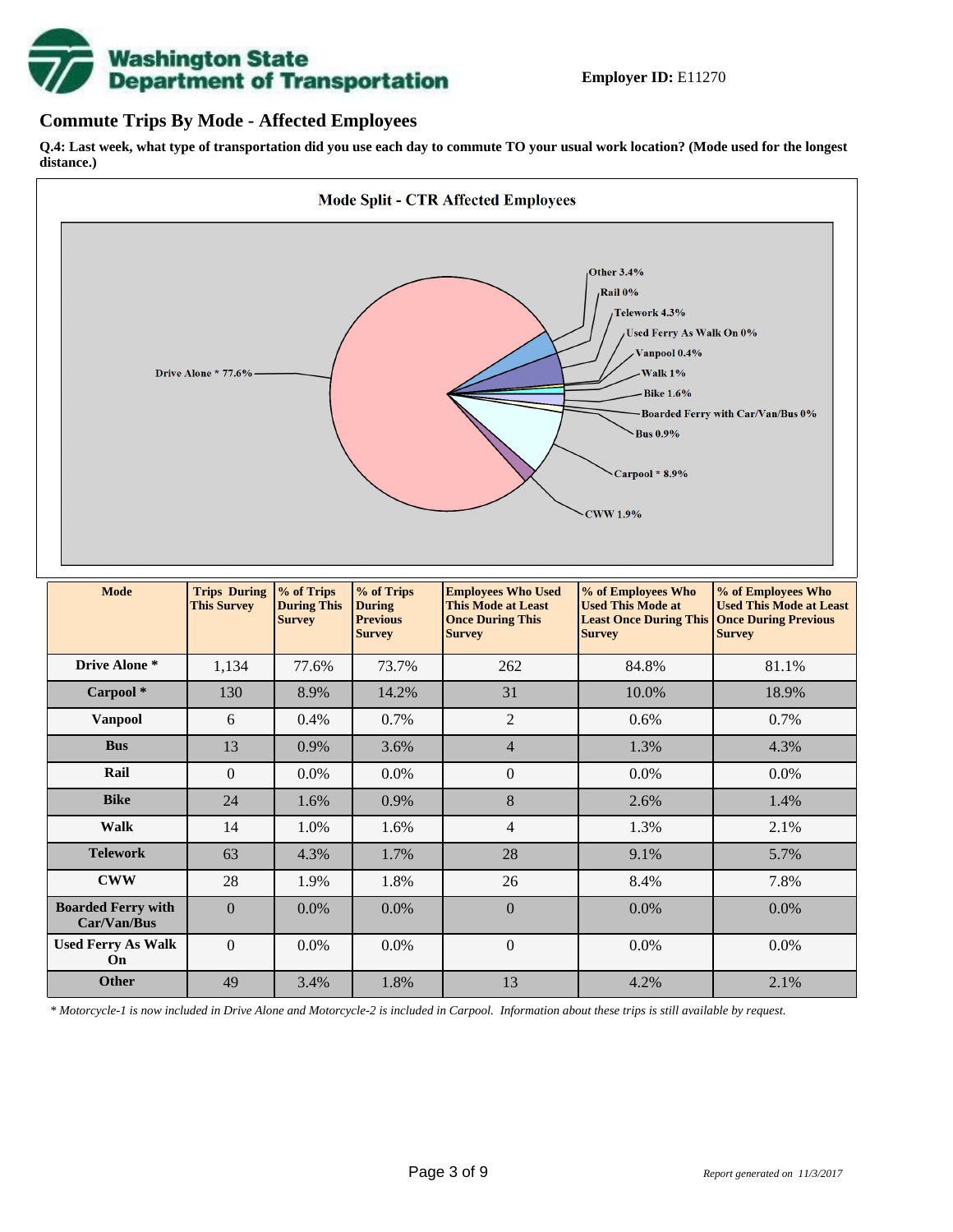**Employer ID:** E11270

## Commute Trips By Mode - Affected Employees

**Q.4: Last week, what type of transportation did you use each day to commute TO your usual work location? (Mode used for the longest distance.)**

**Mode Split - CTR Affected Employees**

Drive Alone * 77.6%
Other 3.4%
Rail 0%
Telework 4.3%
Used Ferry As Walk On 0%
Vanpool 0.4%
Walk 1%
Bike 1.6%
Boarded Ferry with Car/Van/Bus 0%
Bus 0.9%
Carpool * 8.9%
CWW 1.9%

| Mode | Trips During This Survey | % of Trips During This Survey | % of Trips During Previous Survey | Employees Who Used This Mode at Least Once During This Survey | % of Employees Who Used This Mode at Least Once During This Survey | % of Employees Who Used This Mode at Least Once During Previous Survey |
|---|---|---|---|---|---|---|
| **Drive Alone *** | 1,134 | 77.6% | 73.7% | 262 | 84.8% | 81.1% |
| **Carpool *** | 130 | 8.9% | 14.2% | 31 | 10.0% | 18.9% |
| **Vanpool** | 6 | 0.4% | 0.7% | 2 | 0.6% | 0.7% |
| **Bus** | 13 | 0.9% | 3.6% | 4 | 1.3% | 4.3% |
| **Rail** | 0 | 0.0% | 0.0% | 0 | 0.0% | 0.0% |
| **Bike** | 24 | 1.6% | 0.9% | 8 | 2.6% | 1.4% |
| **Walk** | 14 | 1.0% | 1.6% | 4 | 1.3% | 2.1% |
| **Telework** | 63 | 4.3% | 1.7% | 28 | 9.1% | 5.7% |
| **CWW** | 28 | 1.9% | 1.8% | 26 | 8.4% | 7.8% |
| **Boarded Ferry with Car/Van/Bus** | 0 | 0.0% | 0.0% | 0 | 0.0% | 0.0% |
| **Used Ferry As Walk On** | 0 | 0.0% | 0.0% | 0 | 0.0% | 0.0% |
| **Other** | 49 | 3.4% | 1.8% | 13 | 4.2% | 2.1% |

*\* Motorcycle-1 is now included in Drive Alone and Motorcycle-2 is included in Carpool. Information about these trips is still available by request.*

*Report generated on 11/3/2017*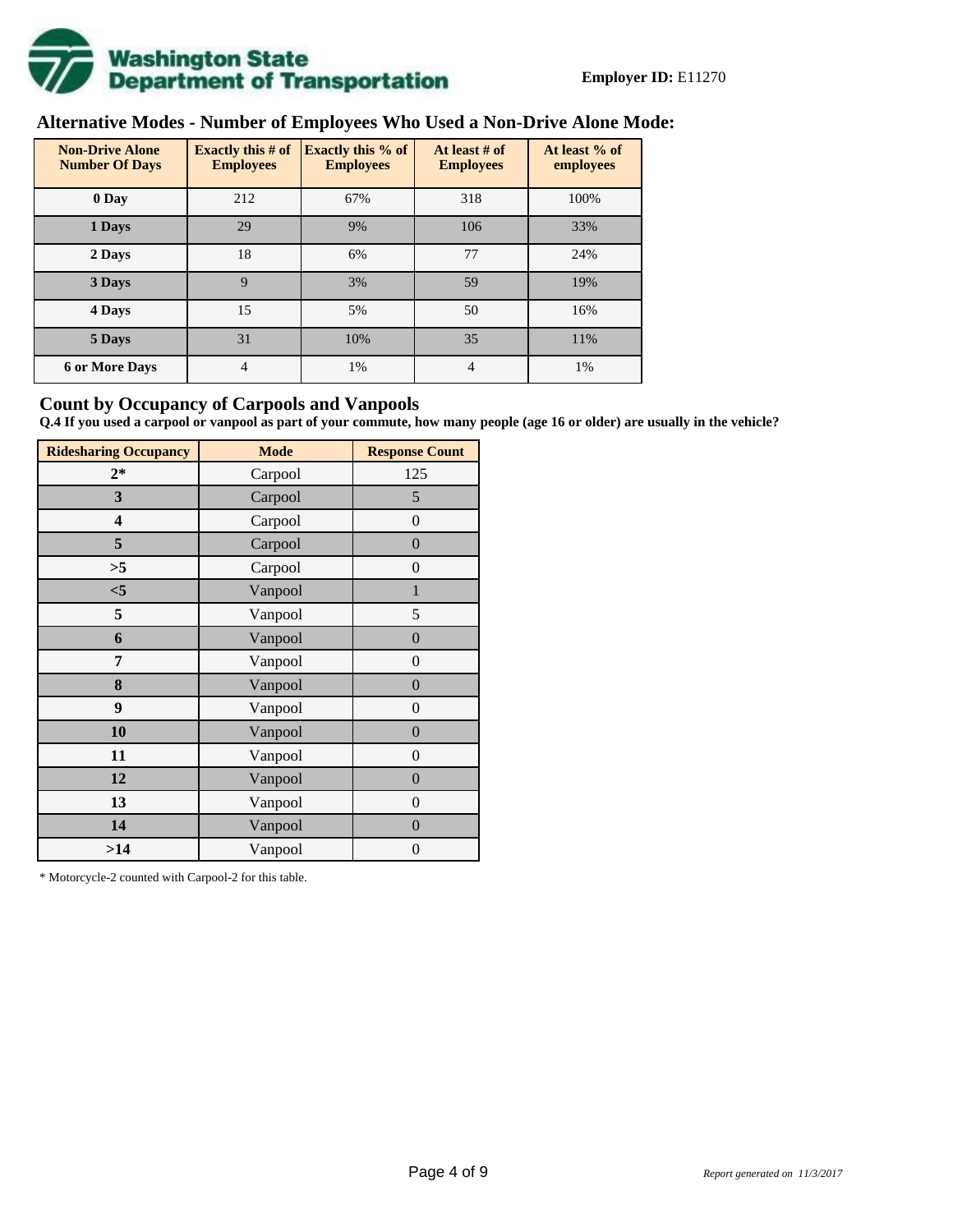**Employer ID:** E11270

## Alternative Modes - Number of Employees Who Used a Non-Drive Alone Mode:

| Non-Drive Alone Number Of Days | Exactly this # of Employees | Exactly this % of Employees | At least # of Employees | At least % of employees |
|---|---|---|---|---|
| 0 Day | 212 | 67% | 318 | 100% |
| 1 Days | 29 | 9% | 106 | 33% |
| 2 Days | 18 | 6% | 77 | 24% |
| 3 Days | 9 | 3% | 59 | 19% |
| 4 Days | 15 | 5% | 50 | 16% |
| 5 Days | 31 | 10% | 35 | 11% |
| 6 or More Days | 4 | 1% | 4 | 1% |

## Count by Occupancy of Carpools and Vanpools

**Q.4 If you used a carpool or vanpool as part of your commute, how many people (age 16 or older) are usually in the vehicle?**

| Ridesharing Occupancy | Mode | Response Count |
|---|---|---|
| 2* | Carpool | 125 |
| 3 | Carpool | 5 |
| 4 | Carpool | 0 |
| 5 | Carpool | 0 |
| >5 | Carpool | 0 |
| <5 | Vanpool | 1 |
| 5 | Vanpool | 5 |
| 6 | Vanpool | 0 |
| 7 | Vanpool | 0 |
| 8 | Vanpool | 0 |
| 9 | Vanpool | 0 |
| 10 | Vanpool | 0 |
| 11 | Vanpool | 0 |
| 12 | Vanpool | 0 |
| 13 | Vanpool | 0 |
| 14 | Vanpool | 0 |
| >14 | Vanpool | 0 |

* Motorcycle-2 counted with Carpool-2 for this table.

*Report generated on 11/3/2017*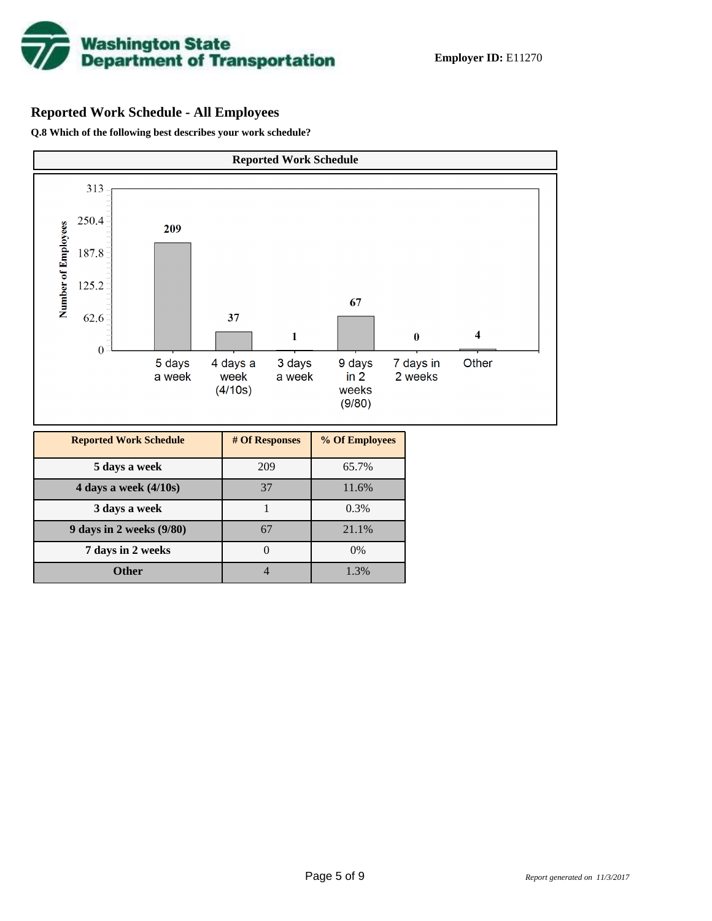**Employer ID:** E11270

## Reported Work Schedule - All Employees

**Q.8 Which of the following best describes your work schedule?**

| Reported Work Schedule | # Of Responses | % Of Employees |
|---|---|---|
| 5 days a week | 209 | 65.7% |
| 4 days a week (4/10s) | 37 | 11.6% |
| 3 days a week | 1 | 0.3% |
| 9 days in 2 weeks (9/80) | 67 | 21.1% |
| 7 days in 2 weeks | 0 | 0% |
| Other | 4 | 1.3% |

*Report generated on 11/3/2017*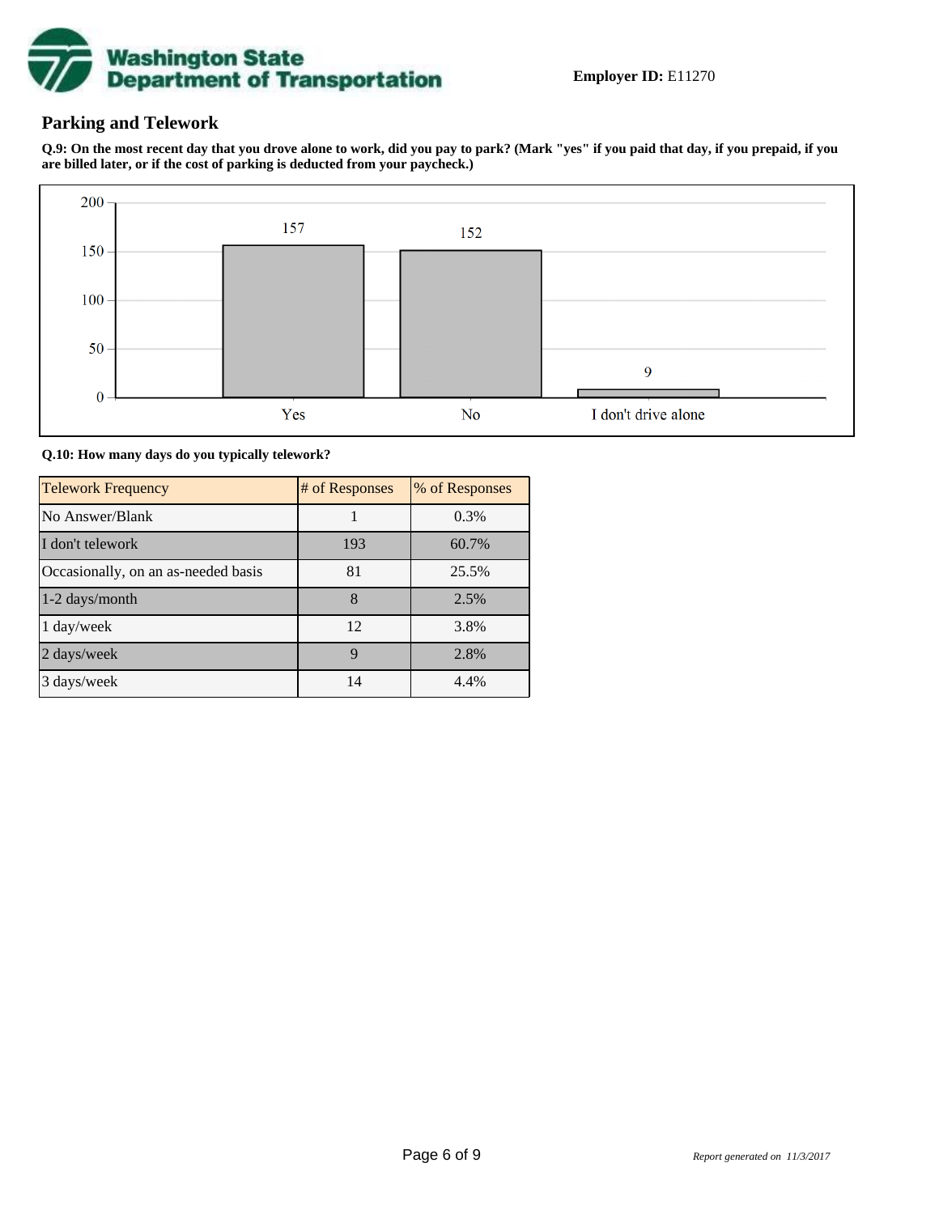**Employer ID:** E11270

## Parking and Telework

**Q.9: On the most recent day that you drove alone to work, did you pay to park? (Mark "yes" if you paid that day, if you prepaid, if you are billed later, or if the cost of parking is deducted from your paycheck.)**

| Response | Count |
| --- | --- |
| Yes | 157 |
| No | 152 |
| I don't drive alone | 9 |

**Q.10: How many days do you typically telework?**

| Telework Frequency | # of Responses | % of Responses |
| --- | --- | --- |
| No Answer/Blank | 1 | 0.3% |
| I don't telework | 193 | 60.7% |
| Occasionally, on an as-needed basis | 81 | 25.5% |
| 1-2 days/month | 8 | 2.5% |
| 1 day/week | 12 | 3.8% |
| 2 days/week | 9 | 2.8% |
| 3 days/week | 14 | 4.4% |

*Report generated on 11/3/2017*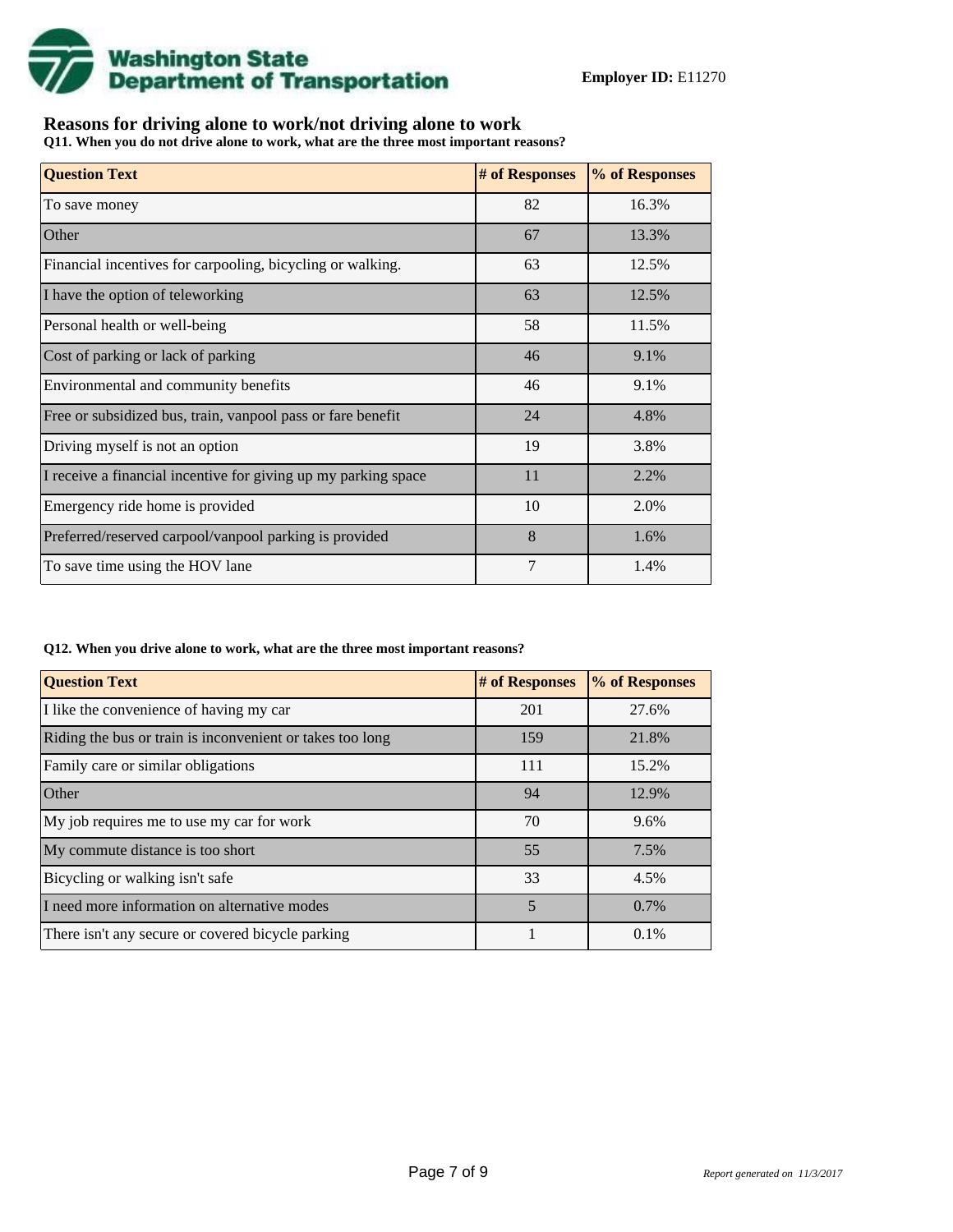**Employer ID:** E11270

## Reasons for driving alone to work/not driving alone to work

**Q11. When you do not drive alone to work, what are the three most important reasons?**

| Question Text | # of Responses | % of Responses |
| --- | --- | --- |
| To save money | 82 | 16.3% |
| Other | 67 | 13.3% |
| Financial incentives for carpooling, bicycling or walking. | 63 | 12.5% |
| I have the option of teleworking | 63 | 12.5% |
| Personal health or well-being | 58 | 11.5% |
| Cost of parking or lack of parking | 46 | 9.1% |
| Environmental and community benefits | 46 | 9.1% |
| Free or subsidized bus, train, vanpool pass or fare benefit | 24 | 4.8% |
| Driving myself is not an option | 19 | 3.8% |
| I receive a financial incentive for giving up my parking space | 11 | 2.2% |
| Emergency ride home is provided | 10 | 2.0% |
| Preferred/reserved carpool/vanpool parking is provided | 8 | 1.6% |
| To save time using the HOV lane | 7 | 1.4% |

**Q12. When you drive alone to work, what are the three most important reasons?**

| Question Text | # of Responses | % of Responses |
| --- | --- | --- |
| I like the convenience of having my car | 201 | 27.6% |
| Riding the bus or train is inconvenient or takes too long | 159 | 21.8% |
| Family care or similar obligations | 111 | 15.2% |
| Other | 94 | 12.9% |
| My job requires me to use my car for work | 70 | 9.6% |
| My commute distance is too short | 55 | 7.5% |
| Bicycling or walking isn't safe | 33 | 4.5% |
| I need more information on alternative modes | 5 | 0.7% |
| There isn't any secure or covered bicycle parking | 1 | 0.1% |

*Report generated on 11/3/2017*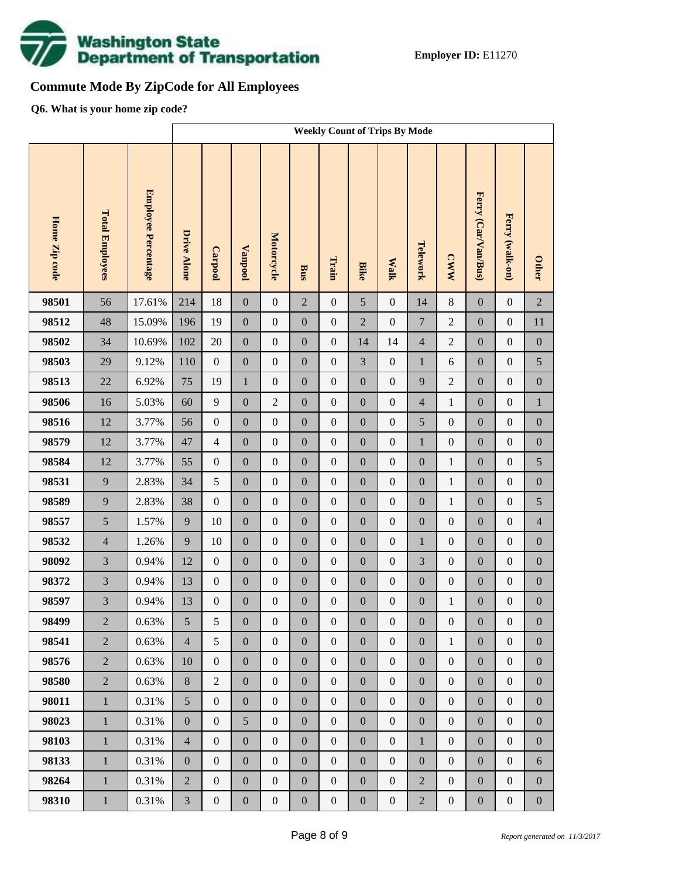**Employer ID:** E11270

## Commute Mode By ZipCode for All Employees

**Q6. What is your home zip code?**

| | | | Weekly Count of Trips By Mode | | | | | | | | | | | | |
|---|---|---|---|---|---|---|---|---|---|---|---|---|---|---|---|
| Home Zip code | Total Employees | Employee Percentage | Drive Alone | Carpool | Vanpool | Motorcycle | Bus | Train | Bike | Walk | Telework | CWW | Ferry (Car/Van/Bus) | Ferry (walk-on) | Other |
| 98501 | 56 | 17.61% | 214 | 18 | 0 | 0 | 2 | 0 | 5 | 0 | 14 | 8 | 0 | 0 | 2 |
| 98512 | 48 | 15.09% | 196 | 19 | 0 | 0 | 0 | 0 | 2 | 0 | 7 | 2 | 0 | 0 | 11 |
| 98502 | 34 | 10.69% | 102 | 20 | 0 | 0 | 0 | 0 | 14 | 14 | 4 | 2 | 0 | 0 | 0 |
| 98503 | 29 | 9.12% | 110 | 0 | 0 | 0 | 0 | 0 | 3 | 0 | 1 | 6 | 0 | 0 | 5 |
| 98513 | 22 | 6.92% | 75 | 19 | 1 | 0 | 0 | 0 | 0 | 0 | 9 | 2 | 0 | 0 | 0 |
| 98506 | 16 | 5.03% | 60 | 9 | 0 | 2 | 0 | 0 | 0 | 0 | 4 | 1 | 0 | 0 | 1 |
| 98516 | 12 | 3.77% | 56 | 0 | 0 | 0 | 0 | 0 | 0 | 0 | 5 | 0 | 0 | 0 | 0 |
| 98579 | 12 | 3.77% | 47 | 4 | 0 | 0 | 0 | 0 | 0 | 0 | 1 | 0 | 0 | 0 | 0 |
| 98584 | 12 | 3.77% | 55 | 0 | 0 | 0 | 0 | 0 | 0 | 0 | 0 | 1 | 0 | 0 | 5 |
| 98531 | 9 | 2.83% | 34 | 5 | 0 | 0 | 0 | 0 | 0 | 0 | 0 | 1 | 0 | 0 | 0 |
| 98589 | 9 | 2.83% | 38 | 0 | 0 | 0 | 0 | 0 | 0 | 0 | 0 | 1 | 0 | 0 | 5 |
| 98557 | 5 | 1.57% | 9 | 10 | 0 | 0 | 0 | 0 | 0 | 0 | 0 | 0 | 0 | 0 | 4 |
| 98532 | 4 | 1.26% | 9 | 10 | 0 | 0 | 0 | 0 | 0 | 0 | 1 | 0 | 0 | 0 | 0 |
| 98092 | 3 | 0.94% | 12 | 0 | 0 | 0 | 0 | 0 | 0 | 0 | 3 | 0 | 0 | 0 | 0 |
| 98372 | 3 | 0.94% | 13 | 0 | 0 | 0 | 0 | 0 | 0 | 0 | 0 | 0 | 0 | 0 | 0 |
| 98597 | 3 | 0.94% | 13 | 0 | 0 | 0 | 0 | 0 | 0 | 0 | 0 | 1 | 0 | 0 | 0 |
| 98499 | 2 | 0.63% | 5 | 5 | 0 | 0 | 0 | 0 | 0 | 0 | 0 | 0 | 0 | 0 | 0 |
| 98541 | 2 | 0.63% | 4 | 5 | 0 | 0 | 0 | 0 | 0 | 0 | 0 | 1 | 0 | 0 | 0 |
| 98576 | 2 | 0.63% | 10 | 0 | 0 | 0 | 0 | 0 | 0 | 0 | 0 | 0 | 0 | 0 | 0 |
| 98580 | 2 | 0.63% | 8 | 2 | 0 | 0 | 0 | 0 | 0 | 0 | 0 | 0 | 0 | 0 | 0 |
| 98011 | 1 | 0.31% | 5 | 0 | 0 | 0 | 0 | 0 | 0 | 0 | 0 | 0 | 0 | 0 | 0 |
| 98023 | 1 | 0.31% | 0 | 0 | 5 | 0 | 0 | 0 | 0 | 0 | 0 | 0 | 0 | 0 | 0 |
| 98103 | 1 | 0.31% | 4 | 0 | 0 | 0 | 0 | 0 | 0 | 0 | 1 | 0 | 0 | 0 | 0 |
| 98133 | 1 | 0.31% | 0 | 0 | 0 | 0 | 0 | 0 | 0 | 0 | 0 | 0 | 0 | 0 | 6 |
| 98264 | 1 | 0.31% | 2 | 0 | 0 | 0 | 0 | 0 | 0 | 0 | 2 | 0 | 0 | 0 | 0 |
| 98310 | 1 | 0.31% | 3 | 0 | 0 | 0 | 0 | 0 | 0 | 0 | 2 | 0 | 0 | 0 | 0 |

*Report generated on 11/3/2017*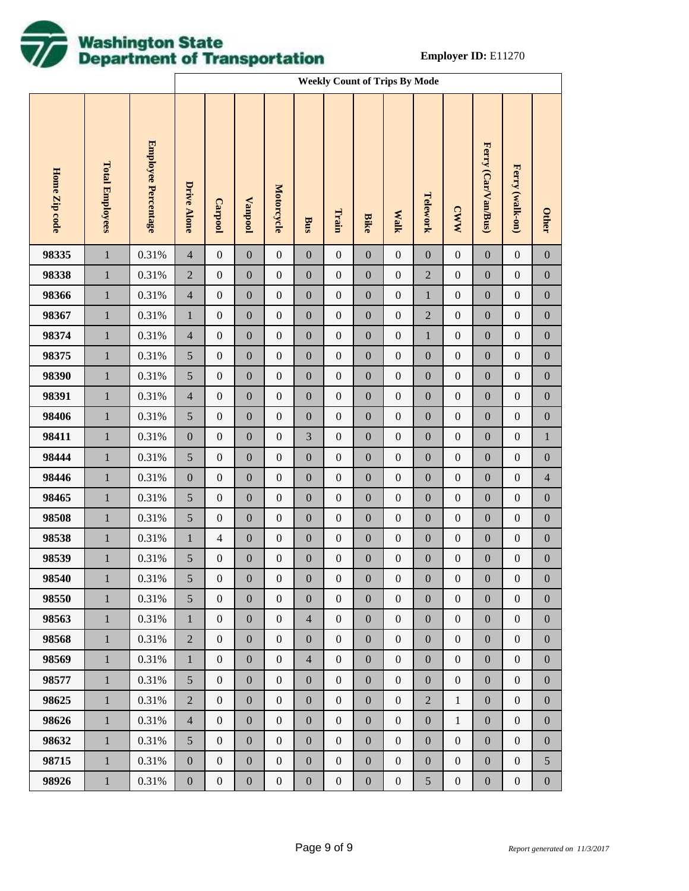# Washington State Department of Transportation

**Employer ID:** E11270

| Home Zip code | Total Employees | Employee Percentage | Weekly Count of Trips By Mode | | | | | | | | | | | | |
|---|---|---|---|---|---|---|---|---|---|---|---|---|---|---|---|
| | | | Drive Alone | Carpool | Vanpool | Motorcycle | Bus | Train | Bike | Walk | Telework | CWW | Ferry (Car/Van/Bus) | Ferry (walk-on) | Other |
| 98335 | 1 | 0.31% | 4 | 0 | 0 | 0 | 0 | 0 | 0 | 0 | 0 | 0 | 0 | 0 | 0 |
| 98338 | 1 | 0.31% | 2 | 0 | 0 | 0 | 0 | 0 | 0 | 0 | 2 | 0 | 0 | 0 | 0 |
| 98366 | 1 | 0.31% | 4 | 0 | 0 | 0 | 0 | 0 | 0 | 0 | 1 | 0 | 0 | 0 | 0 |
| 98367 | 1 | 0.31% | 1 | 0 | 0 | 0 | 0 | 0 | 0 | 0 | 2 | 0 | 0 | 0 | 0 |
| 98374 | 1 | 0.31% | 4 | 0 | 0 | 0 | 0 | 0 | 0 | 0 | 1 | 0 | 0 | 0 | 0 |
| 98375 | 1 | 0.31% | 5 | 0 | 0 | 0 | 0 | 0 | 0 | 0 | 0 | 0 | 0 | 0 | 0 |
| 98390 | 1 | 0.31% | 5 | 0 | 0 | 0 | 0 | 0 | 0 | 0 | 0 | 0 | 0 | 0 | 0 |
| 98391 | 1 | 0.31% | 4 | 0 | 0 | 0 | 0 | 0 | 0 | 0 | 0 | 0 | 0 | 0 | 0 |
| 98406 | 1 | 0.31% | 5 | 0 | 0 | 0 | 0 | 0 | 0 | 0 | 0 | 0 | 0 | 0 | 0 |
| 98411 | 1 | 0.31% | 0 | 0 | 0 | 0 | 3 | 0 | 0 | 0 | 0 | 0 | 0 | 0 | 1 |
| 98444 | 1 | 0.31% | 5 | 0 | 0 | 0 | 0 | 0 | 0 | 0 | 0 | 0 | 0 | 0 | 0 |
| 98446 | 1 | 0.31% | 0 | 0 | 0 | 0 | 0 | 0 | 0 | 0 | 0 | 0 | 0 | 0 | 4 |
| 98465 | 1 | 0.31% | 5 | 0 | 0 | 0 | 0 | 0 | 0 | 0 | 0 | 0 | 0 | 0 | 0 |
| 98508 | 1 | 0.31% | 5 | 0 | 0 | 0 | 0 | 0 | 0 | 0 | 0 | 0 | 0 | 0 | 0 |
| 98538 | 1 | 0.31% | 1 | 4 | 0 | 0 | 0 | 0 | 0 | 0 | 0 | 0 | 0 | 0 | 0 |
| 98539 | 1 | 0.31% | 5 | 0 | 0 | 0 | 0 | 0 | 0 | 0 | 0 | 0 | 0 | 0 | 0 |
| 98540 | 1 | 0.31% | 5 | 0 | 0 | 0 | 0 | 0 | 0 | 0 | 0 | 0 | 0 | 0 | 0 |
| 98550 | 1 | 0.31% | 5 | 0 | 0 | 0 | 0 | 0 | 0 | 0 | 0 | 0 | 0 | 0 | 0 |
| 98563 | 1 | 0.31% | 1 | 0 | 0 | 0 | 4 | 0 | 0 | 0 | 0 | 0 | 0 | 0 | 0 |
| 98568 | 1 | 0.31% | 2 | 0 | 0 | 0 | 0 | 0 | 0 | 0 | 0 | 0 | 0 | 0 | 0 |
| 98569 | 1 | 0.31% | 1 | 0 | 0 | 0 | 4 | 0 | 0 | 0 | 0 | 0 | 0 | 0 | 0 |
| 98577 | 1 | 0.31% | 5 | 0 | 0 | 0 | 0 | 0 | 0 | 0 | 0 | 0 | 0 | 0 | 0 |
| 98625 | 1 | 0.31% | 2 | 0 | 0 | 0 | 0 | 0 | 0 | 0 | 2 | 1 | 0 | 0 | 0 |
| 98626 | 1 | 0.31% | 4 | 0 | 0 | 0 | 0 | 0 | 0 | 0 | 0 | 1 | 0 | 0 | 0 |
| 98632 | 1 | 0.31% | 5 | 0 | 0 | 0 | 0 | 0 | 0 | 0 | 0 | 0 | 0 | 0 | 0 |
| 98715 | 1 | 0.31% | 0 | 0 | 0 | 0 | 0 | 0 | 0 | 0 | 0 | 0 | 0 | 0 | 5 |
| 98926 | 1 | 0.31% | 0 | 0 | 0 | 0 | 0 | 0 | 0 | 0 | 5 | 0 | 0 | 0 | 0 |

*Report generated on 11/3/2017*